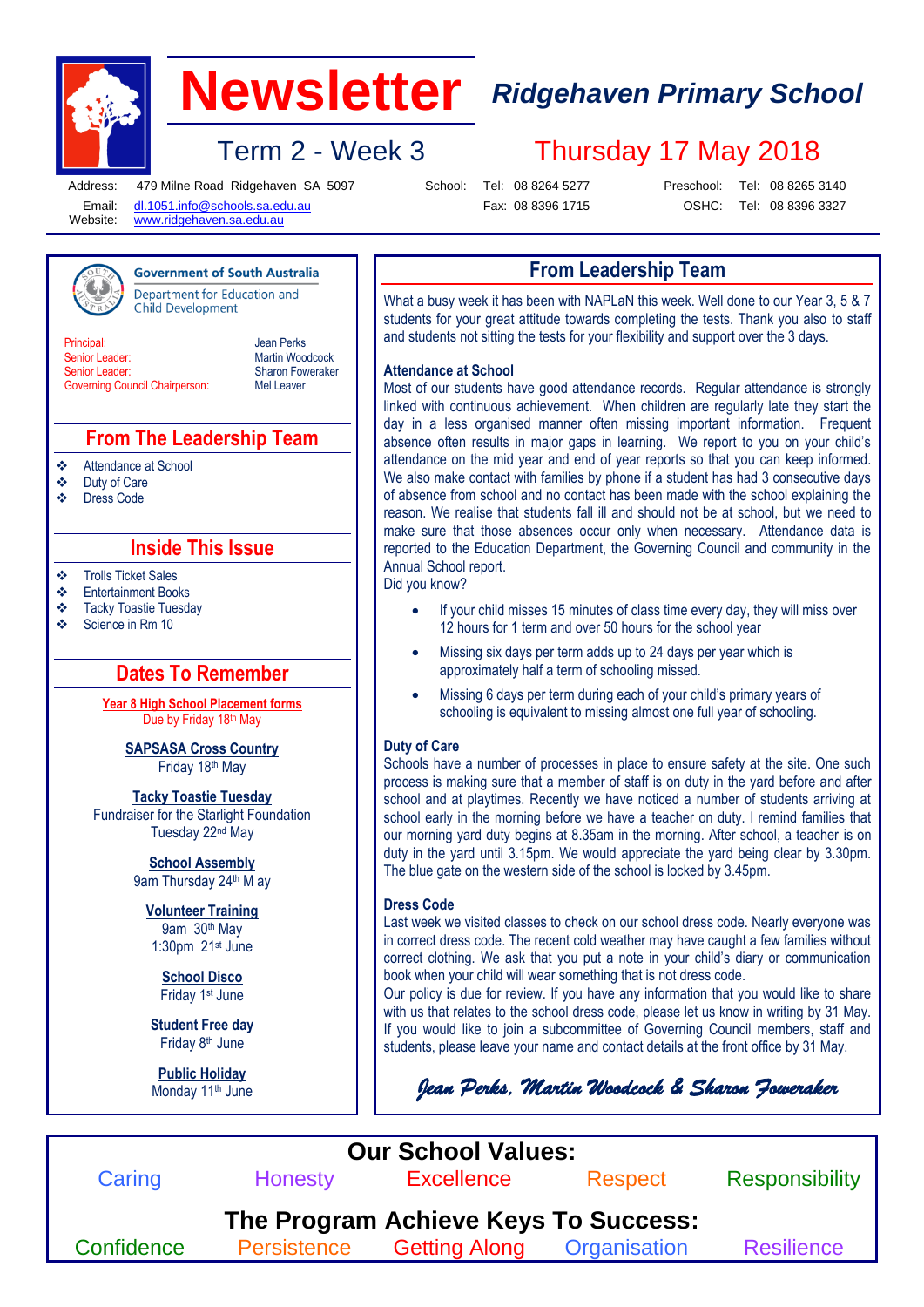# Newsletter

## Ridgehaven Primary School

Term 2 - Week 3

Thursday 17 May 2018

Address: 479 Milne Road Ridgehaven SA 5097
Email: dl.1051.info@schools.sa.edu.au
Website: www.ridgehaven.sa.edu.au

School: Tel: 08 8264 5277 Fax: 08 8396 1715
Preschool: Tel: 08 8265 3140
OSHC: Tel: 08 8396 3327

Government of South Australia
Department for Education and Child Development

| | |
|---|---|
| Principal: | Jean Perks |
| Senior Leader: | Martin Woodcock |
| Senior Leader: | Sharon Foweraker |
| Governing Council Chairperson: | Mel Leaver |

## From The Leadership Team

- Attendance at School
- Duty of Care
- Dress Code

## Inside This Issue

- Trolls Ticket Sales
- Entertainment Books
- Tacky Toastie Tuesday
- Science in Rm 10

## Dates To Remember

**Year 8 High School Placement forms**
Due by Friday 18th May

**SAPSASA Cross Country**
Friday 18th May

**Tacky Toastie Tuesday**
Fundraiser for the Starlight Foundation
Tuesday 22nd May

**School Assembly**
9am Thursday 24th May

**Volunteer Training**
9am 30th May
1:30pm 21st June

**School Disco**
Friday 1st June

**Student Free day**
Friday 8th June

**Public Holiday**
Monday 11th June

## From Leadership Team

What a busy week it has been with NAPLaN this week. Well done to our Year 3, 5 & 7 students for your great attitude towards completing the tests. Thank you also to staff and students not sitting the tests for your flexibility and support over the 3 days.

### Attendance at School

Most of our students have good attendance records. Regular attendance is strongly linked with continuous achievement. When children are regularly late they start the day in a less organised manner often missing important information. Frequent absence often results in major gaps in learning. We report to you on your child's attendance on the mid year and end of year reports so that you can keep informed. We also make contact with families by phone if a student has had 3 consecutive days of absence from school and no contact has been made with the school explaining the reason. We realise that students fall ill and should not be at school, but we need to make sure that those absences occur only when necessary. Attendance data is reported to the Education Department, the Governing Council and community in the Annual School report.

Did you know?

- If your child misses 15 minutes of class time every day, they will miss over 12 hours for 1 term and over 50 hours for the school year
- Missing six days per term adds up to 24 days per year which is approximately half a term of schooling missed.
- Missing 6 days per term during each of your child's primary years of schooling is equivalent to missing almost one full year of schooling.

### Duty of Care

Schools have a number of processes in place to ensure safety at the site. One such process is making sure that a member of staff is on duty in the yard before and after school and at playtimes. Recently we have noticed a number of students arriving at school early in the morning before we have a teacher on duty. I remind families that our morning yard duty begins at 8.35am in the morning. After school, a teacher is on duty in the yard until 3.15pm. We would appreciate the yard being clear by 3.30pm. The blue gate on the western side of the school is locked by 3.45pm.

### Dress Code

Last week we visited classes to check on our school dress code. Nearly everyone was in correct dress code. The recent cold weather may have caught a few families without correct clothing. We ask that you put a note in your child's diary or communication book when your child will wear something that is not dress code.

Our policy is due for review. If you have any information that you would like to share with us that relates to the school dress code, please let us know in writing by 31 May. If you would like to join a subcommittee of Governing Council members, staff and students, please leave your name and contact details at the front office by 31 May.

*Jean Perks, Martin Woodcock & Sharon Foweraker*

## Our School Values:

Caring Honesty Excellence Respect Responsibility

## The Program Achieve Keys To Success:

Confidence Persistence Getting Along Organisation Resilience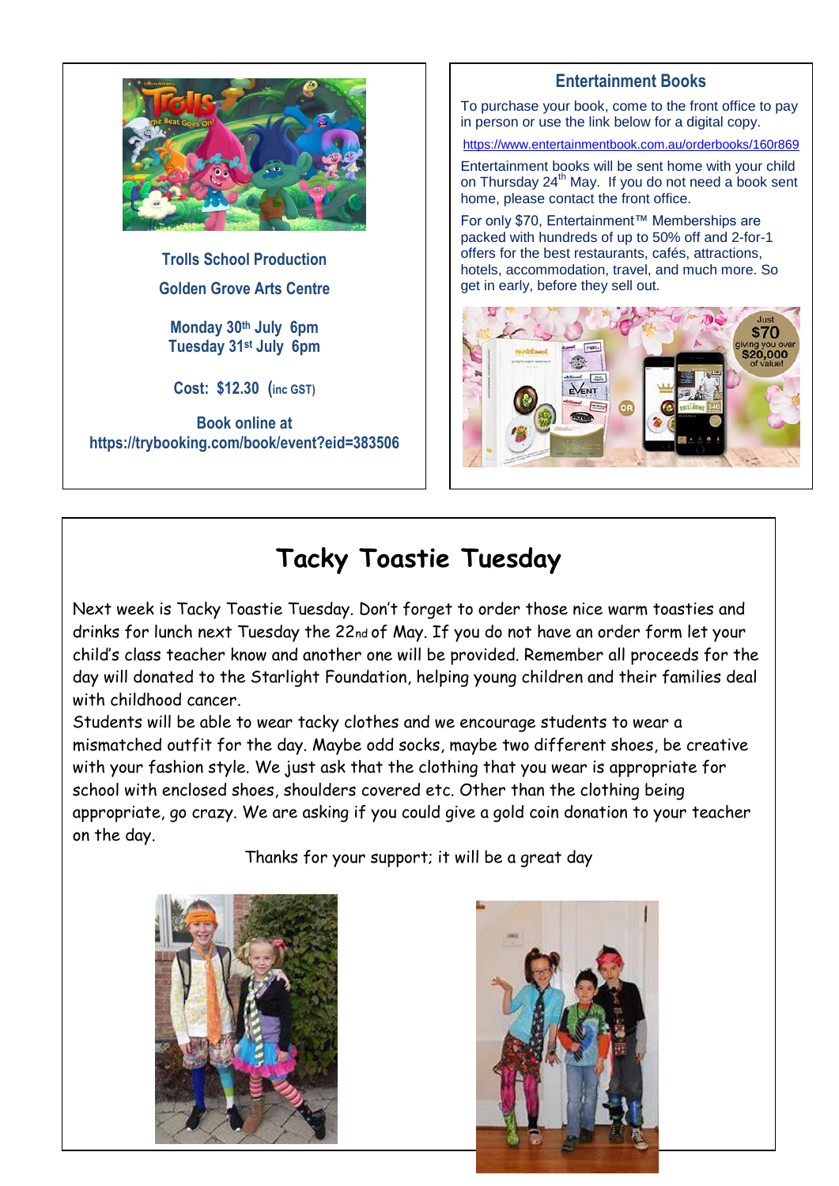**Trolls School Production**

**Golden Grove Arts Centre**

**Monday 30th July 6pm**
**Tuesday 31st July 6pm**

**Cost: $12.30 (inc GST)**

**Book online at**
**https://trybooking.com/book/event?eid=383506**

## Entertainment Books

To purchase your book, come to the front office to pay in person or use the link below for a digital copy.

https://www.entertainmentbook.com.au/orderbooks/160r869

Entertainment books will be sent home with your child on Thursday 24th May. If you do not need a book sent home, please contact the front office.

For only $70, Entertainment™ Memberships are packed with hundreds of up to 50% off and 2-for-1 offers for the best restaurants, cafés, attractions, hotels, accommodation, travel, and much more. So get in early, before they sell out.

# Tacky Toastie Tuesday

Next week is Tacky Toastie Tuesday. Don't forget to order those nice warm toasties and drinks for lunch next Tuesday the 22nd of May. If you do not have an order form let your child's class teacher know and another one will be provided. Remember all proceeds for the day will donated to the Starlight Foundation, helping young children and their families deal with childhood cancer.

Students will be able to wear tacky clothes and we encourage students to wear a mismatched outfit for the day. Maybe odd socks, maybe two different shoes, be creative with your fashion style. We just ask that the clothing that you wear is appropriate for school with enclosed shoes, shoulders covered etc. Other than the clothing being appropriate, go crazy. We are asking if you could give a gold coin donation to your teacher on the day.

Thanks for your support; it will be a great day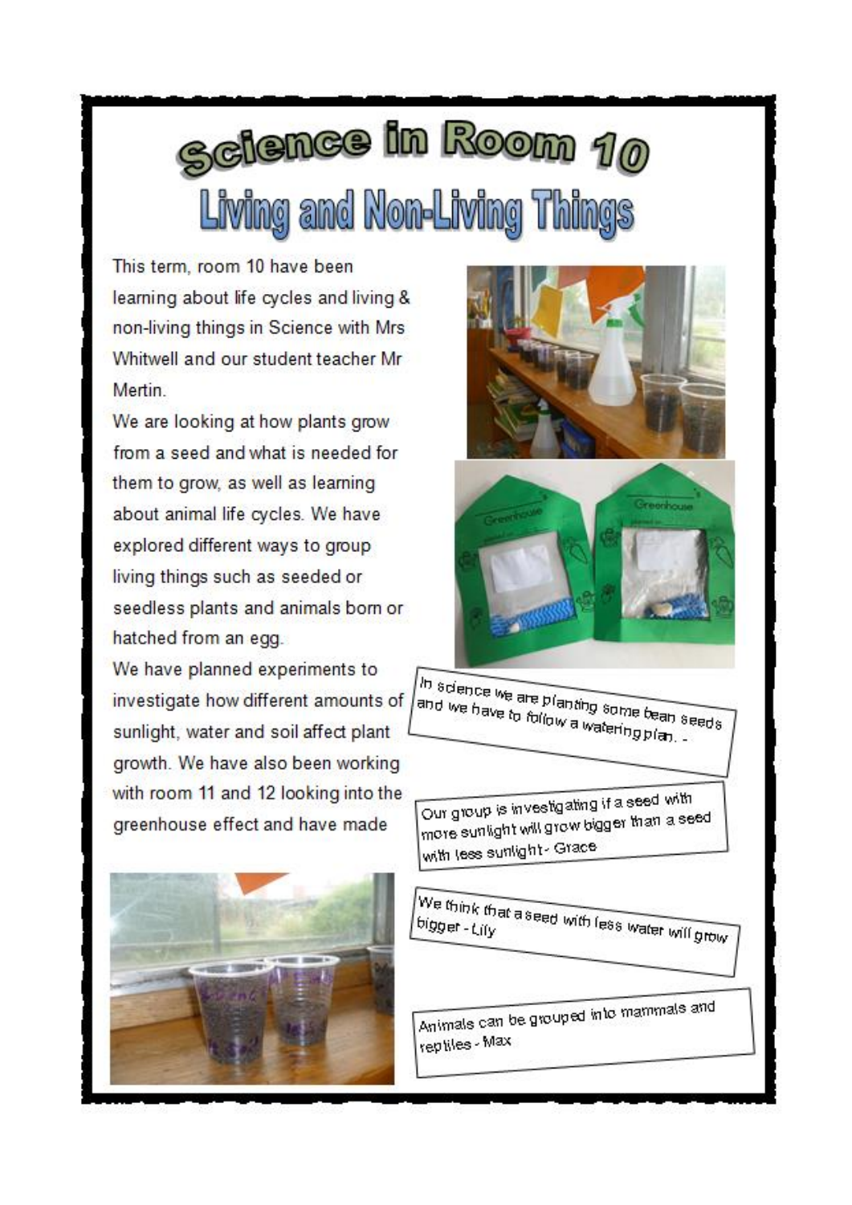# Science in Room 10

## Living and Non-Living Things

This term, room 10 have been learning about life cycles and living & non-living things in Science with Mrs Whitwell and our student teacher Mr Mertin.

We are looking at how plants grow from a seed and what is needed for them to grow, as well as learning about animal life cycles. We have explored different ways to group living things such as seeded or seedless plants and animals born or hatched from an egg.

We have planned experiments to investigate how different amounts of sunlight, water and soil affect plant growth. We have also been working with room 11 and 12 looking into the greenhouse effect and have made

In science we are planting some bean seeds and we have to follow a watering plan. -

Our group is investigating if a seed with more sunlight will grow bigger than a seed with less sunlight - Grace

We think that a seed with less water will grow bigger - Lily

Animals can be grouped into mammals and reptiles - Max